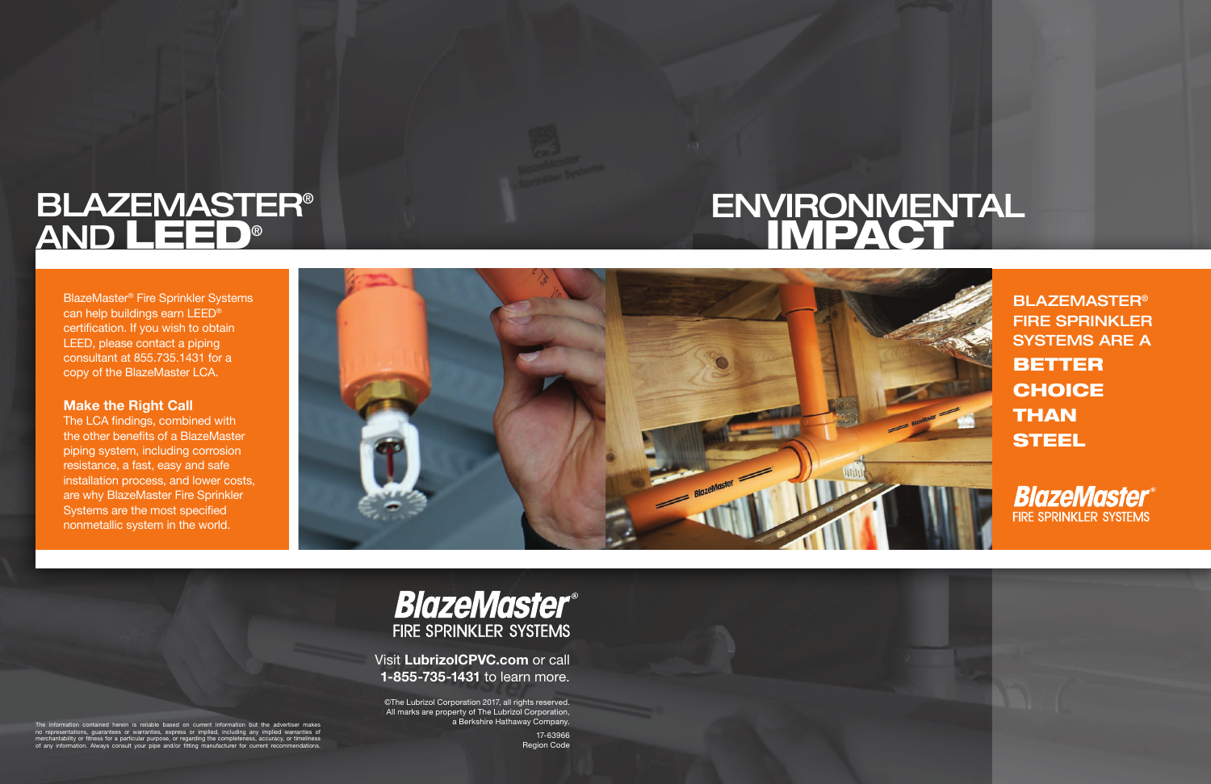# BLAZEMASTER® AND LEED®

BlazeMaster® Fire Sprinkler Systems can help buildings earn LEED® certification. If you wish to obtain LEED, please contact a piping consultant at 855.735.1431 for a copy of the BlazeMaster LCA.

**Make the Right Call**

The LCA findings, combined with the other benefits of a BlazeMaster piping system, including corrosion resistance, a fast, easy and safe installation process, and lower costs, are why BlazeMaster Fire Sprinkler Systems are the most specified nonmetallic system in the world.

# ENVIRONMENTAL IMPACT

**BLAZEMASTER® FIRE SPRINKLER SYSTEMS ARE A BETTER CHOICE THAN STEEL**

BlazeMaster® FIRE SPRINKLER SYSTEMS

BlazeMaster® FIRE SPRINKLER SYSTEMS

Visit **LubrizolCPVC.com** or call **1-855-735-1431** to learn more.

©The Lubrizol Corporation 2017, all rights reserved. All marks are property of The Lubrizol Corporation, a Berkshire Hathaway Company.

17-63966
Region Code

The information contained herein is reliable based on current information but the advertiser makes no representations, guarantees or warranties, express or implied, including any implied warranties of merchantability or fitness for a particular purpose, or regarding the completeness, accuracy, or timeliness of any information. Always consult your pipe and/or fitting manufacturer for current recommendations.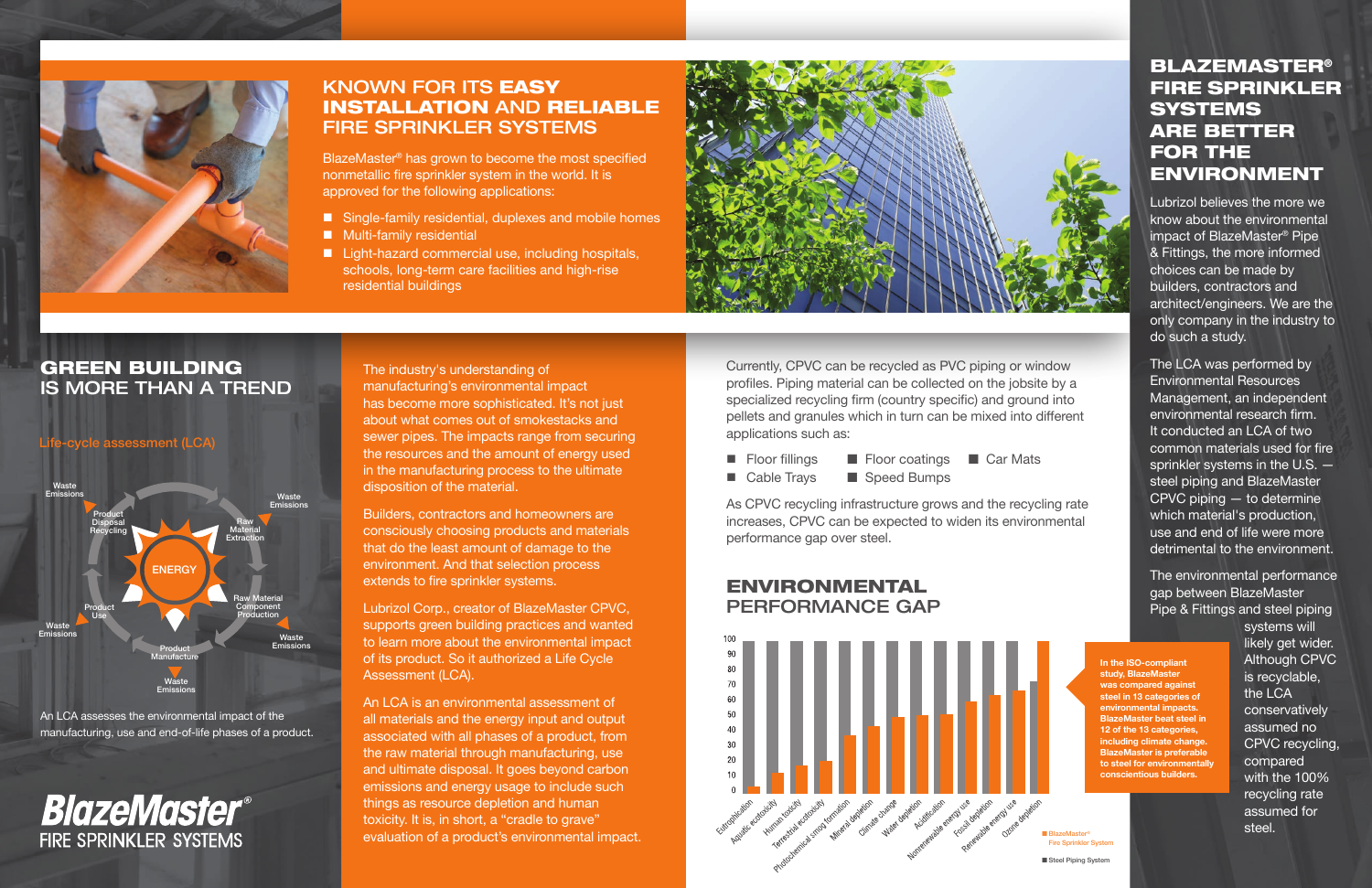## KNOWN FOR ITS **EASY INSTALLATION** AND **RELIABLE** FIRE SPRINKLER SYSTEMS

BlazeMaster® has grown to become the most specified nonmetallic fire sprinkler system in the world. It is approved for the following applications:

- Single-family residential, duplexes and mobile homes
- Multi-family residential
- Light-hazard commercial use, including hospitals, schools, long-term care facilities and high-rise residential buildings

## BLAZEMASTER® FIRE SPRINKLER SYSTEMS ARE BETTER FOR THE ENVIRONMENT

Lubrizol believes the more we know about the environmental impact of BlazeMaster® Pipe & Fittings, the more informed choices can be made by builders, contractors and architect/engineers. We are the only company in the industry to do such a study.

The LCA was performed by Environmental Resources Management, an independent environmental research firm. It conducted an LCA of two common materials used for fire sprinkler systems in the U.S. — steel piping and BlazeMaster CPVC piping — to determine which material's production, use and end of life were more detrimental to the environment.

The environmental performance gap between BlazeMaster Pipe & Fittings and steel piping systems will likely get wider. Although CPVC is recyclable, the LCA conservatively assumed no CPVC recycling, compared with the 100% recycling rate assumed for steel.

## GREEN BUILDING IS MORE THAN A TREND

Life-cycle assessment (LCA)

Waste Emissions
Product Disposal Recycling
Waste Emissions
Raw Material Extraction
ENERGY
Raw Material Component Production
Waste Emissions
Product Use
Waste Emissions
Product Manufacture
Waste Emissions

An LCA assesses the environmental impact of the manufacturing, use and end-of-life phases of a product.

**BlazeMaster®**
FIRE SPRINKLER SYSTEMS

The industry's understanding of manufacturing's environmental impact has become more sophisticated. It's not just about what comes out of smokestacks and sewer pipes. The impacts range from securing the resources and the amount of energy used in the manufacturing process to the ultimate disposition of the material.

Builders, contractors and homeowners are consciously choosing products and materials that do the least amount of damage to the environment. And that selection process extends to fire sprinkler systems.

Lubrizol Corp., creator of BlazeMaster CPVC, supports green building practices and wanted to learn more about the environmental impact of its product. So it authorized a Life Cycle Assessment (LCA).

An LCA is an environmental assessment of all materials and the energy input and output associated with all phases of a product, from the raw material through manufacturing, use and ultimate disposal. It goes beyond carbon emissions and energy usage to include such things as resource depletion and human toxicity. It is, in short, a "cradle to grave" evaluation of a product's environmental impact.

Currently, CPVC can be recycled as PVC piping or window profiles. Piping material can be collected on the jobsite by a specialized recycling firm (country specific) and ground into pellets and granules which in turn can be mixed into different applications such as:

- Floor fillings
- Floor coatings
- Car Mats
- Cable Trays
- Speed Bumps

As CPVC recycling infrastructure grows and the recycling rate increases, CPVC can be expected to widen its environmental performance gap over steel.

## ENVIRONMENTAL PERFORMANCE GAP

100
90
80
70
60
50
40
30
20
10
0

Eutrophication
Aquatic ecotoxicity
Human toxicity
Terrestrial ecotoxicity
Photochemical smog formation
Mineral depletion
Climate change
Water depletion
Acidification
Nonrenewable energy use
Fossil depletion
Renewable energy use
Ozone depletion

BlazeMaster® Fire Sprinkler System
Steel Piping System

**In the ISO-compliant study, BlazeMaster was compared against steel in 13 categories of environmental impacts. BlazeMaster beat steel in 12 of the 13 categories, including climate change. BlazeMaster is preferable to steel for environmentally conscientious builders.**